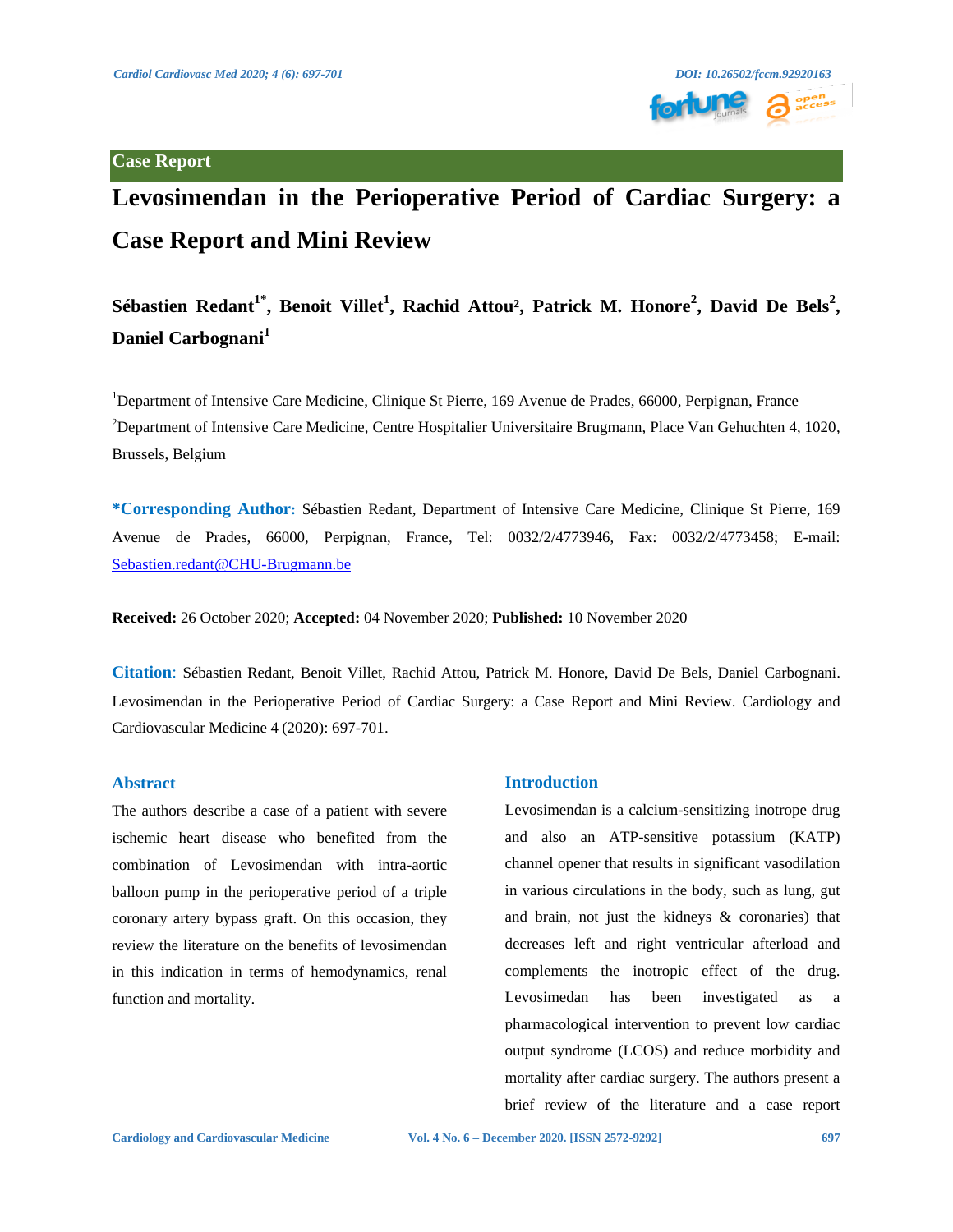Case Report

# Levosimendan in the Perioperative Period of Cardiac Surgery: a Case Report and Mini Review

**Sébastien Redant[1*], Benoit Villet[1], Rachid Attou[2], Patrick M. Honore[2], David De Bels[2], Daniel Carbognani[1]**

[1]Department of Intensive Care Medicine, Clinique St Pierre, 169 Avenue de Prades, 66000, Perpignan, France

[2]Department of Intensive Care Medicine, Centre Hospitalier Universitaire Brugmann, Place Van Gehuchten 4, 1020, Brussels, Belgium

**\*Corresponding Author:** Sébastien Redant, Department of Intensive Care Medicine, Clinique St Pierre, 169 Avenue de Prades, 66000, Perpignan, France, Tel: 0032/2/4773946, Fax: 0032/2/4773458; E-mail: Sebastien.redant@CHU-Brugmann.be

**Received:** 26 October 2020; **Accepted:** 04 November 2020; **Published:** 10 November 2020

**Citation**: Sébastien Redant, Benoit Villet, Rachid Attou, Patrick M. Honore, David De Bels, Daniel Carbognani. Levosimendan in the Perioperative Period of Cardiac Surgery: a Case Report and Mini Review. Cardiology and Cardiovascular Medicine 4 (2020): 697-701.

## Abstract

The authors describe a case of a patient with severe ischemic heart disease who benefited from the combination of Levosimendan with intra-aortic balloon pump in the perioperative period of a triple coronary artery bypass graft. On this occasion, they review the literature on the benefits of levosimendan in this indication in terms of hemodynamics, renal function and mortality.

## Introduction

Levosimendan is a calcium-sensitizing inotrope drug and also an ATP-sensitive potassium (KATP) channel opener that results in significant vasodilation in various circulations in the body, such as lung, gut and brain, not just the kidneys & coronaries) that decreases left and right ventricular afterload and complements the inotropic effect of the drug. Levosimedan has been investigated as a pharmacological intervention to prevent low cardiac output syndrome (LCOS) and reduce morbidity and mortality after cardiac surgery. The authors present a brief review of the literature and a case report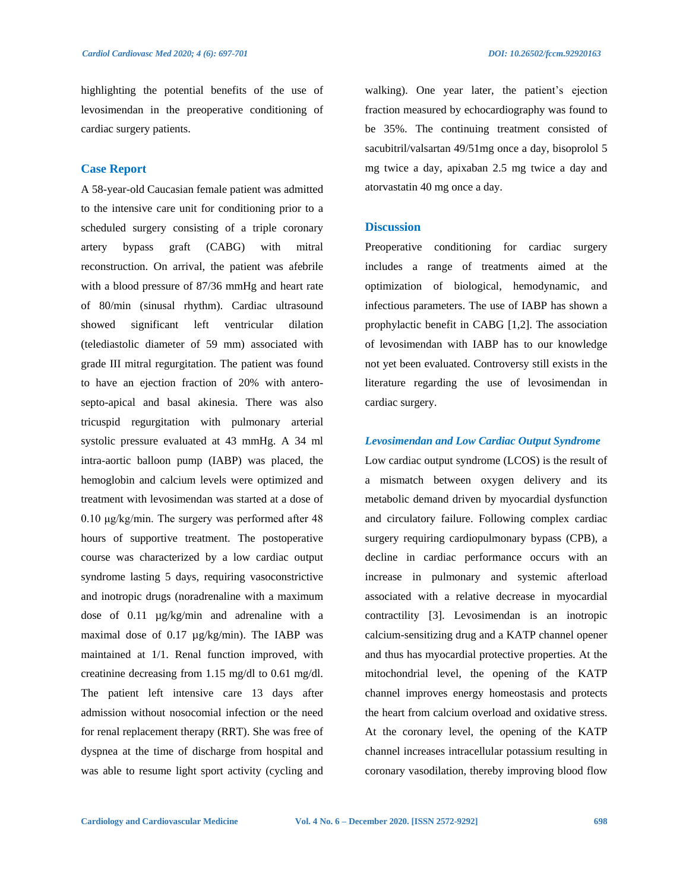highlighting the potential benefits of the use of levosimendan in the preoperative conditioning of cardiac surgery patients.

## Case Report

A 58-year-old Caucasian female patient was admitted to the intensive care unit for conditioning prior to a scheduled surgery consisting of a triple coronary artery bypass graft (CABG) with mitral reconstruction. On arrival, the patient was afebrile with a blood pressure of 87/36 mmHg and heart rate of 80/min (sinusal rhythm). Cardiac ultrasound showed significant left ventricular dilation (telediastolic diameter of 59 mm) associated with grade III mitral regurgitation. The patient was found to have an ejection fraction of 20% with antero-septo-apical and basal akinesia. There was also tricuspid regurgitation with pulmonary arterial systolic pressure evaluated at 43 mmHg. A 34 ml intra-aortic balloon pump (IABP) was placed, the hemoglobin and calcium levels were optimized and treatment with levosimendan was started at a dose of 0.10 µg/kg/min. The surgery was performed after 48 hours of supportive treatment. The postoperative course was characterized by a low cardiac output syndrome lasting 5 days, requiring vasoconstrictive and inotropic drugs (noradrenaline with a maximum dose of 0.11 µg/kg/min and adrenaline with a maximal dose of 0.17 µg/kg/min). The IABP was maintained at 1/1. Renal function improved, with creatinine decreasing from 1.15 mg/dl to 0.61 mg/dl. The patient left intensive care 13 days after admission without nosocomial infection or the need for renal replacement therapy (RRT). She was free of dyspnea at the time of discharge from hospital and was able to resume light sport activity (cycling and walking). One year later, the patient's ejection fraction measured by echocardiography was found to be 35%. The continuing treatment consisted of sacubitril/valsartan 49/51mg once a day, bisoprolol 5 mg twice a day, apixaban 2.5 mg twice a day and atorvastatin 40 mg once a day.

## Discussion

Preoperative conditioning for cardiac surgery includes a range of treatments aimed at the optimization of biological, hemodynamic, and infectious parameters. The use of IABP has shown a prophylactic benefit in CABG [1,2]. The association of levosimendan with IABP has to our knowledge not yet been evaluated. Controversy still exists in the literature regarding the use of levosimendan in cardiac surgery.

### *Levosimendan and Low Cardiac Output Syndrome*

Low cardiac output syndrome (LCOS) is the result of a mismatch between oxygen delivery and its metabolic demand driven by myocardial dysfunction and circulatory failure. Following complex cardiac surgery requiring cardiopulmonary bypass (CPB), a decline in cardiac performance occurs with an increase in pulmonary and systemic afterload associated with a relative decrease in myocardial contractility [3]. Levosimendan is an inotropic calcium-sensitizing drug and a KATP channel opener and thus has myocardial protective properties. At the mitochondrial level, the opening of the KATP channel improves energy homeostasis and protects the heart from calcium overload and oxidative stress. At the coronary level, the opening of the KATP channel increases intracellular potassium resulting in coronary vasodilation, thereby improving blood flow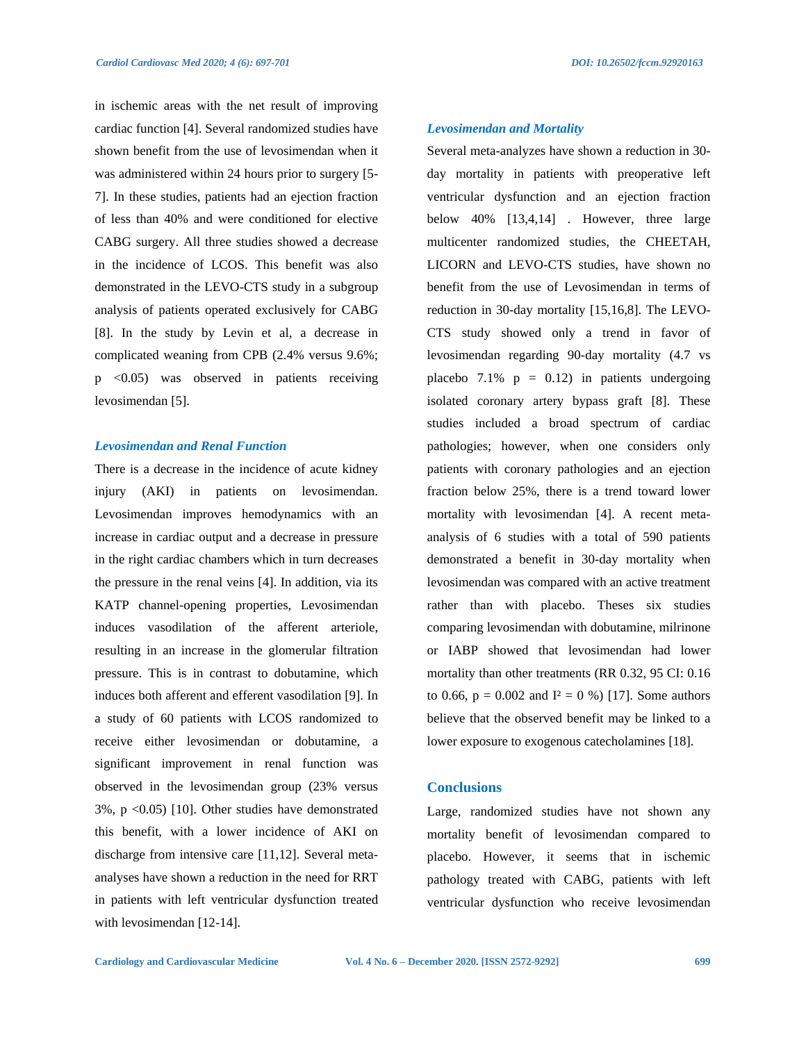in ischemic areas with the net result of improving cardiac function [4]. Several randomized studies have shown benefit from the use of levosimendan when it was administered within 24 hours prior to surgery [5-7]. In these studies, patients had an ejection fraction of less than 40% and were conditioned for elective CABG surgery. All three studies showed a decrease in the incidence of LCOS. This benefit was also demonstrated in the LEVO-CTS study in a subgroup analysis of patients operated exclusively for CABG [8]. In the study by Levin et al, a decrease in complicated weaning from CPB (2.4% versus 9.6%; p <0.05) was observed in patients receiving levosimendan [5].

### *Levosimendan and Renal Function*

There is a decrease in the incidence of acute kidney injury (AKI) in patients on levosimendan. Levosimendan improves hemodynamics with an increase in cardiac output and a decrease in pressure in the right cardiac chambers which in turn decreases the pressure in the renal veins [4]. In addition, via its KATP channel-opening properties, Levosimendan induces vasodilation of the afferent arteriole, resulting in an increase in the glomerular filtration pressure. This is in contrast to dobutamine, which induces both afferent and efferent vasodilation [9]. In a study of 60 patients with LCOS randomized to receive either levosimendan or dobutamine, a significant improvement in renal function was observed in the levosimendan group (23% versus 3%, p <0.05) [10]. Other studies have demonstrated this benefit, with a lower incidence of AKI on discharge from intensive care [11,12]. Several meta-analyses have shown a reduction in the need for RRT in patients with left ventricular dysfunction treated with levosimendan [12-14].

### *Levosimendan and Mortality*

Several meta-analyzes have shown a reduction in 30-day mortality in patients with preoperative left ventricular dysfunction and an ejection fraction below 40% [13,4,14] . However, three large multicenter randomized studies, the CHEETAH, LICORN and LEVO-CTS studies, have shown no benefit from the use of Levosimendan in terms of reduction in 30-day mortality [15,16,8]. The LEVO-CTS study showed only a trend in favor of levosimendan regarding 90-day mortality (4.7 vs placebo 7.1% p = 0.12) in patients undergoing isolated coronary artery bypass graft [8]. These studies included a broad spectrum of cardiac pathologies; however, when one considers only patients with coronary pathologies and an ejection fraction below 25%, there is a trend toward lower mortality with levosimendan [4]. A recent meta-analysis of 6 studies with a total of 590 patients demonstrated a benefit in 30-day mortality when levosimendan was compared with an active treatment rather than with placebo. Theses six studies comparing levosimendan with dobutamine, milrinone or IABP showed that levosimendan had lower mortality than other treatments (RR 0.32, 95 CI: 0.16 to 0.66, p = 0.002 and $I^2$ = 0 %) [17]. Some authors believe that the observed benefit may be linked to a lower exposure to exogenous catecholamines [18].

## Conclusions

Large, randomized studies have not shown any mortality benefit of levosimendan compared to placebo. However, it seems that in ischemic pathology treated with CABG, patients with left ventricular dysfunction who receive levosimendan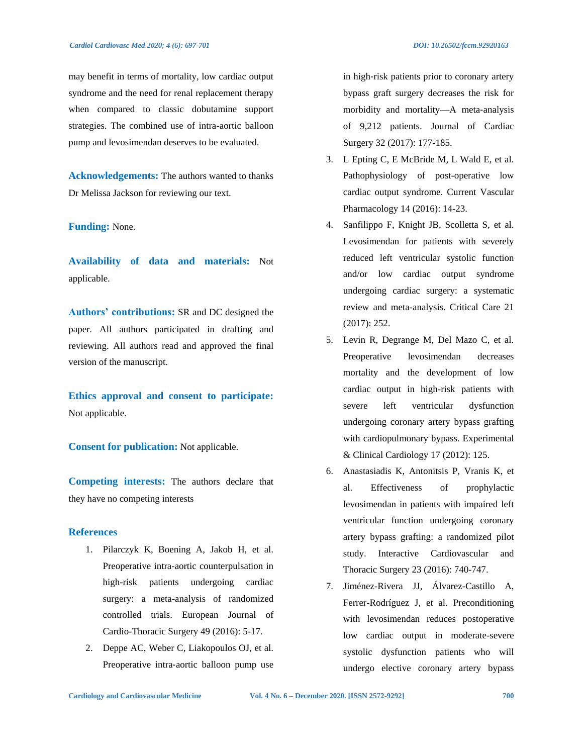may benefit in terms of mortality, low cardiac output syndrome and the need for renal replacement therapy when compared to classic dobutamine support strategies. The combined use of intra-aortic balloon pump and levosimendan deserves to be evaluated.

**Acknowledgements:** The authors wanted to thanks Dr Melissa Jackson for reviewing our text.

**Funding:** None.

**Availability of data and materials:** Not applicable.

**Authors' contributions:** SR and DC designed the paper. All authors participated in drafting and reviewing. All authors read and approved the final version of the manuscript.

**Ethics approval and consent to participate:** Not applicable.

**Consent for publication:** Not applicable.

**Competing interests:** The authors declare that they have no competing interests

## References

1. Pilarczyk K, Boening A, Jakob H, et al. Preoperative intra-aortic counterpulsation in high-risk patients undergoing cardiac surgery: a meta-analysis of randomized controlled trials. European Journal of Cardio-Thoracic Surgery 49 (2016): 5-17.
2. Deppe AC, Weber C, Liakopoulos OJ, et al. Preoperative intra-aortic balloon pump use in high-risk patients prior to coronary artery bypass graft surgery decreases the risk for morbidity and mortality—A meta-analysis of 9,212 patients. Journal of Cardiac Surgery 32 (2017): 177-185.
3. L Epting C, E McBride M, L Wald E, et al. Pathophysiology of post-operative low cardiac output syndrome. Current Vascular Pharmacology 14 (2016): 14-23.
4. Sanfilippo F, Knight JB, Scolletta S, et al. Levosimendan for patients with severely reduced left ventricular systolic function and/or low cardiac output syndrome undergoing cardiac surgery: a systematic review and meta-analysis. Critical Care 21 (2017): 252.
5. Levin R, Degrange M, Del Mazo C, et al. Preoperative levosimendan decreases mortality and the development of low cardiac output in high-risk patients with severe left ventricular dysfunction undergoing coronary artery bypass grafting with cardiopulmonary bypass. Experimental & Clinical Cardiology 17 (2012): 125.
6. Anastasiadis K, Antonitsis P, Vranis K, et al. Effectiveness of prophylactic levosimendan in patients with impaired left ventricular function undergoing coronary artery bypass grafting: a randomized pilot study. Interactive Cardiovascular and Thoracic Surgery 23 (2016): 740-747.
7. Jiménez-Rivera JJ, Álvarez-Castillo A, Ferrer-Rodríguez J, et al. Preconditioning with levosimendan reduces postoperative low cardiac output in moderate-severe systolic dysfunction patients who will undergo elective coronary artery bypass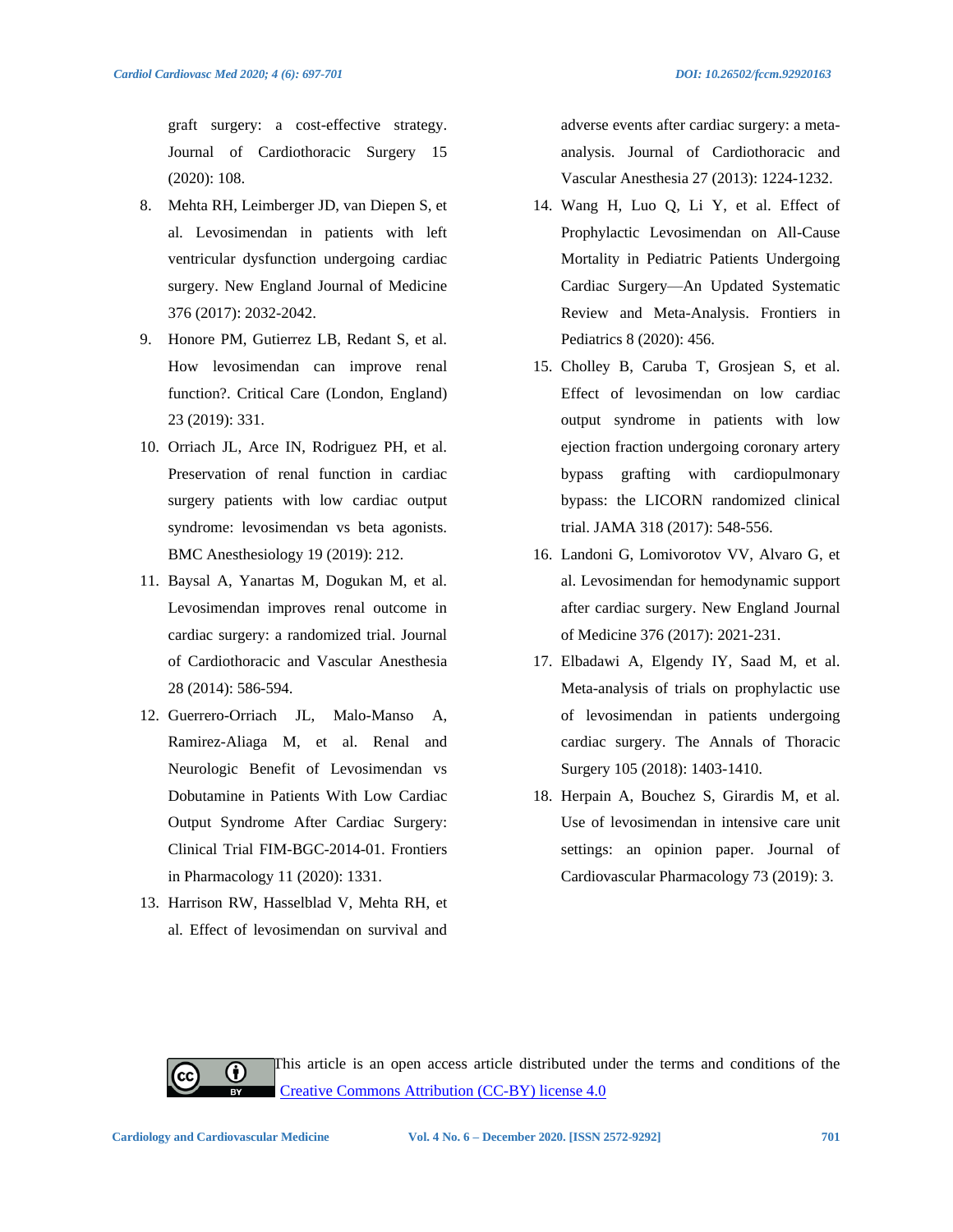graft surgery: a cost-effective strategy. Journal of Cardiothoracic Surgery 15 (2020): 108.

8. Mehta RH, Leimberger JD, van Diepen S, et al. Levosimendan in patients with left ventricular dysfunction undergoing cardiac surgery. New England Journal of Medicine 376 (2017): 2032-2042.
9. Honore PM, Gutierrez LB, Redant S, et al. How levosimendan can improve renal function?. Critical Care (London, England) 23 (2019): 331.
10. Orriach JL, Arce IN, Rodriguez PH, et al. Preservation of renal function in cardiac surgery patients with low cardiac output syndrome: levosimendan vs beta agonists. BMC Anesthesiology 19 (2019): 212.
11. Baysal A, Yanartas M, Dogukan M, et al. Levosimendan improves renal outcome in cardiac surgery: a randomized trial. Journal of Cardiothoracic and Vascular Anesthesia 28 (2014): 586-594.
12. Guerrero-Orriach JL, Malo-Manso A, Ramirez-Aliaga M, et al. Renal and Neurologic Benefit of Levosimendan vs Dobutamine in Patients With Low Cardiac Output Syndrome After Cardiac Surgery: Clinical Trial FIM-BGC-2014-01. Frontiers in Pharmacology 11 (2020): 1331.
13. Harrison RW, Hasselblad V, Mehta RH, et al. Effect of levosimendan on survival and adverse events after cardiac surgery: a meta-analysis. Journal of Cardiothoracic and Vascular Anesthesia 27 (2013): 1224-1232.
14. Wang H, Luo Q, Li Y, et al. Effect of Prophylactic Levosimendan on All-Cause Mortality in Pediatric Patients Undergoing Cardiac Surgery—An Updated Systematic Review and Meta-Analysis. Frontiers in Pediatrics 8 (2020): 456.
15. Cholley B, Caruba T, Grosjean S, et al. Effect of levosimendan on low cardiac output syndrome in patients with low ejection fraction undergoing coronary artery bypass grafting with cardiopulmonary bypass: the LICORN randomized clinical trial. JAMA 318 (2017): 548-556.
16. Landoni G, Lomivorotov VV, Alvaro G, et al. Levosimendan for hemodynamic support after cardiac surgery. New England Journal of Medicine 376 (2017): 2021-231.
17. Elbadawi A, Elgendy IY, Saad M, et al. Meta-analysis of trials on prophylactic use of levosimendan in patients undergoing cardiac surgery. The Annals of Thoracic Surgery 105 (2018): 1403-1410.
18. Herpain A, Bouchez S, Girardis M, et al. Use of levosimendan in intensive care unit settings: an opinion paper. Journal of Cardiovascular Pharmacology 73 (2019): 3.

This article is an open access article distributed under the terms and conditions of the [Creative Commons Attribution (CC-BY) license 4.0](https://creativecommons.org/licenses/by/4.0/)